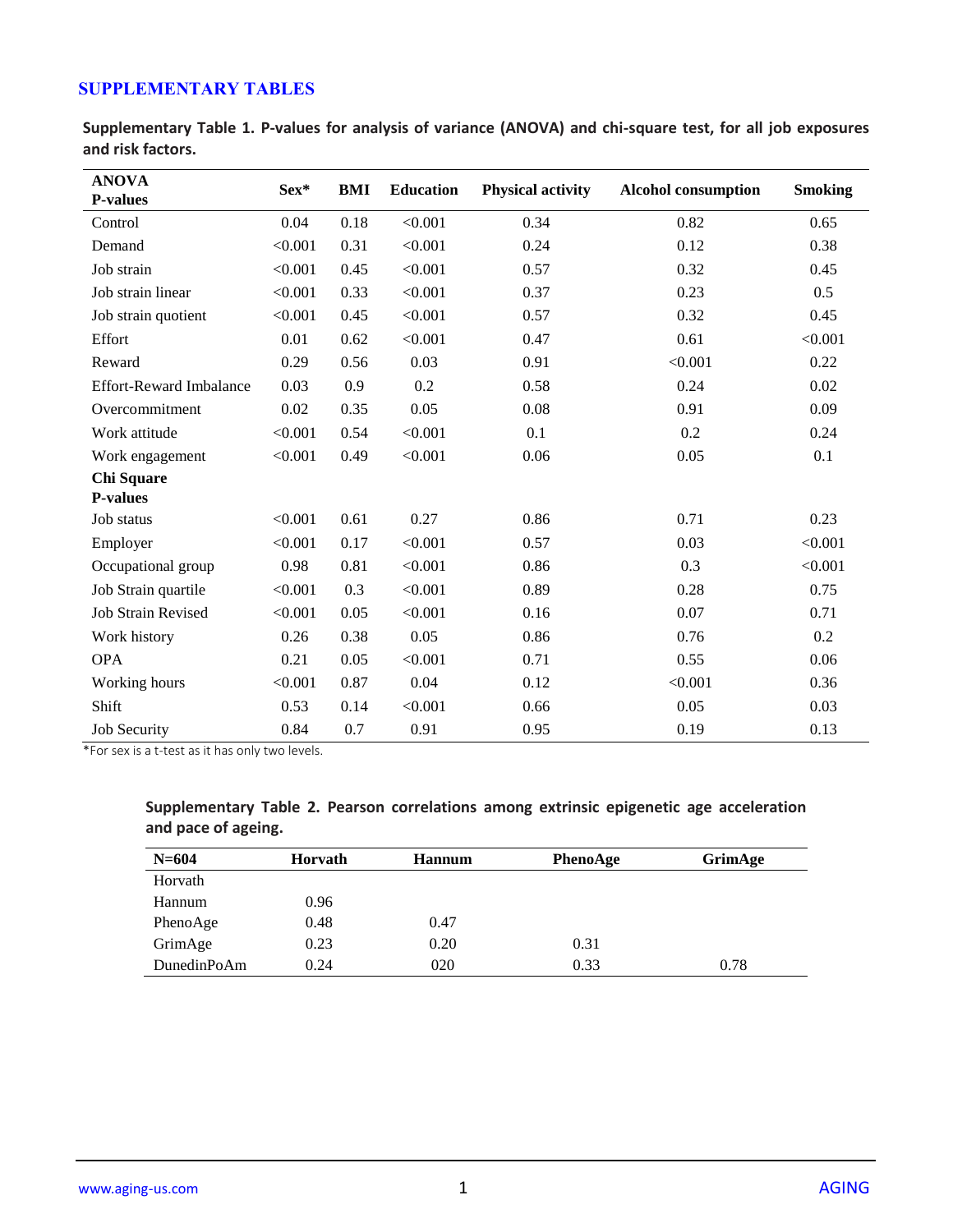## SUPPLEMENTARY TABLES

**Supplementary Table 1. P-values for analysis of variance (ANOVA) and chi-square test, for all job exposures and risk factors.**

| ANOVA P-values | Sex* | BMI | Education | Physical activity | Alcohol consumption | Smoking |
|---|---|---|---|---|---|---|
| Control | 0.04 | 0.18 | <0.001 | 0.34 | 0.82 | 0.65 |
| Demand | <0.001 | 0.31 | <0.001 | 0.24 | 0.12 | 0.38 |
| Job strain | <0.001 | 0.45 | <0.001 | 0.57 | 0.32 | 0.45 |
| Job strain linear | <0.001 | 0.33 | <0.001 | 0.37 | 0.23 | 0.5 |
| Job strain quotient | <0.001 | 0.45 | <0.001 | 0.57 | 0.32 | 0.45 |
| Effort | 0.01 | 0.62 | <0.001 | 0.47 | 0.61 | <0.001 |
| Reward | 0.29 | 0.56 | 0.03 | 0.91 | <0.001 | 0.22 |
| Effort-Reward Imbalance | 0.03 | 0.9 | 0.2 | 0.58 | 0.24 | 0.02 |
| Overcommitment | 0.02 | 0.35 | 0.05 | 0.08 | 0.91 | 0.09 |
| Work attitude | <0.001 | 0.54 | <0.001 | 0.1 | 0.2 | 0.24 |
| Work engagement | <0.001 | 0.49 | <0.001 | 0.06 | 0.05 | 0.1 |
| **Chi Square P-values** | | | | | | |
| Job status | <0.001 | 0.61 | 0.27 | 0.86 | 0.71 | 0.23 |
| Employer | <0.001 | 0.17 | <0.001 | 0.57 | 0.03 | <0.001 |
| Occupational group | 0.98 | 0.81 | <0.001 | 0.86 | 0.3 | <0.001 |
| Job Strain quartile | <0.001 | 0.3 | <0.001 | 0.89 | 0.28 | 0.75 |
| Job Strain Revised | <0.001 | 0.05 | <0.001 | 0.16 | 0.07 | 0.71 |
| Work history | 0.26 | 0.38 | 0.05 | 0.86 | 0.76 | 0.2 |
| OPA | 0.21 | 0.05 | <0.001 | 0.71 | 0.55 | 0.06 |
| Working hours | <0.001 | 0.87 | 0.04 | 0.12 | <0.001 | 0.36 |
| Shift | 0.53 | 0.14 | <0.001 | 0.66 | 0.05 | 0.03 |
| Job Security | 0.84 | 0.7 | 0.91 | 0.95 | 0.19 | 0.13 |

*For sex is a t-test as it has only two levels.

**Supplementary Table 2. Pearson correlations among extrinsic epigenetic age acceleration and pace of ageing.**

| N=604 | Horvath | Hannum | PhenoAge | GrimAge |
|---|---|---|---|---|
| Horvath | | | | |
| Hannum | 0.96 | | | |
| PhenoAge | 0.48 | 0.47 | | |
| GrimAge | 0.23 | 0.20 | 0.31 | |
| DunedinPoAm | 0.24 | 020 | 0.33 | 0.78 |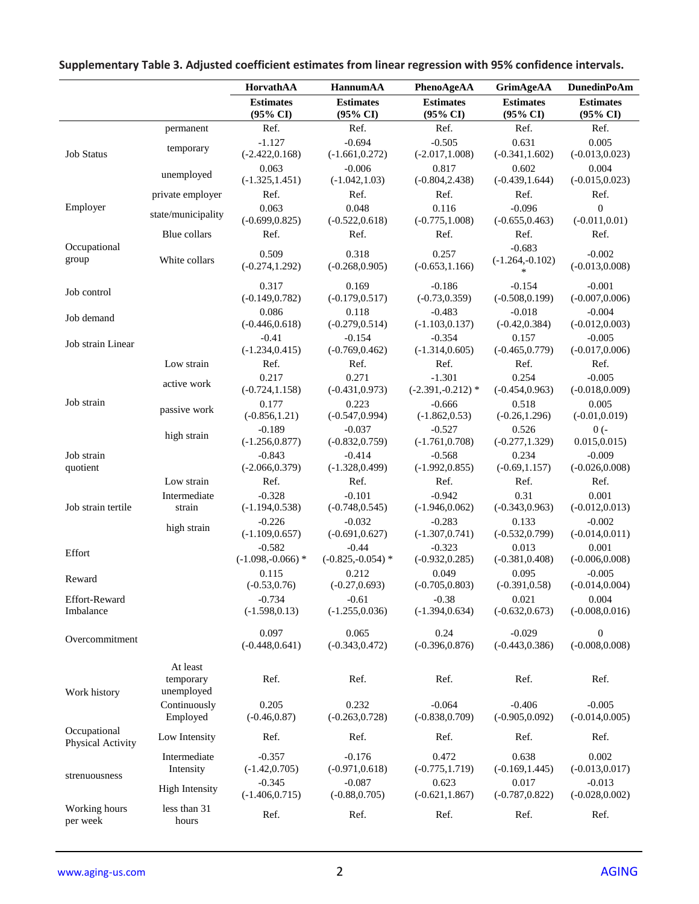**Supplementary Table 3. Adjusted coefficient estimates from linear regression with 95% confidence intervals.**

| | | HorvathAA | HannumAA | PhenoAgeAA | GrimAgeAA | DunedinPoAm |
|---|---|---|---|---|---|---|
| | | Estimates (95% CI) | Estimates (95% CI) | Estimates (95% CI) | Estimates (95% CI) | Estimates (95% CI) |
| Job Status | permanent | Ref. | Ref. | Ref. | Ref. | Ref. |
| | temporary | -1.127 (-2.422,0.168) | -0.694 (-1.661,0.272) | -0.505 (-2.017,1.008) | 0.631 (-0.341,1.602) | 0.005 (-0.013,0.023) |
| | unemployed | 0.063 (-1.325,1.451) | -0.006 (-1.042,1.03) | 0.817 (-0.804,2.438) | 0.602 (-0.439,1.644) | 0.004 (-0.015,0.023) |
| Employer | private employer | Ref. | Ref. | Ref. | Ref. | Ref. |
| | state/municipality | 0.063 (-0.699,0.825) | 0.048 (-0.522,0.618) | 0.116 (-0.775,1.008) | -0.096 (-0.655,0.463) | 0 (-0.011,0.01) |
| Occupational group | Blue collars | Ref. | Ref. | Ref. | Ref. | Ref. |
| | White collars | 0.509 (-0.274,1.292) | 0.318 (-0.268,0.905) | 0.257 (-0.653,1.166) | -0.683 (-1.264,-0.102) * | -0.002 (-0.013,0.008) |
| Job control | | 0.317 (-0.149,0.782) | 0.169 (-0.179,0.517) | -0.186 (-0.73,0.359) | -0.154 (-0.508,0.199) | -0.001 (-0.007,0.006) |
| Job demand | | 0.086 (-0.446,0.618) | 0.118 (-0.279,0.514) | -0.483 (-1.103,0.137) | -0.018 (-0.42,0.384) | -0.004 (-0.012,0.003) |
| Job strain Linear | | -0.41 (-1.234,0.415) | -0.154 (-0.769,0.462) | -0.354 (-1.314,0.605) | 0.157 (-0.465,0.779) | -0.005 (-0.017,0.006) |
| Job strain | Low strain | Ref. | Ref. | Ref. | Ref. | Ref. |
| | active work | 0.217 (-0.724,1.158) | 0.271 (-0.431,0.973) | -1.301 (-2.391,-0.212) * | 0.254 (-0.454,0.963) | -0.005 (-0.018,0.009) |
| | passive work | 0.177 (-0.856,1.21) | 0.223 (-0.547,0.994) | -0.666 (-1.862,0.53) | 0.518 (-0.26,1.296) | 0.005 (-0.01,0.019) |
| | high strain | -0.189 (-1.256,0.877) | -0.037 (-0.832,0.759) | -0.527 (-1.761,0.708) | 0.526 (-0.277,1.329) | 0 (-0.015,0.015) |
| Job strain quotient | | -0.843 (-2.066,0.379) | -0.414 (-1.328,0.499) | -0.568 (-1.992,0.855) | 0.234 (-0.69,1.157) | -0.009 (-0.026,0.008) |
| Job strain tertile | Low strain | Ref. | Ref. | Ref. | Ref. | Ref. |
| | Intermediate strain | -0.328 (-1.194,0.538) | -0.101 (-0.748,0.545) | -0.942 (-1.946,0.062) | 0.31 (-0.343,0.963) | 0.001 (-0.012,0.013) |
| | high strain | -0.226 (-1.109,0.657) | -0.032 (-0.691,0.627) | -0.283 (-1.307,0.741) | 0.133 (-0.532,0.799) | -0.002 (-0.014,0.011) |
| Effort | | -0.582 (-1.098,-0.066) * | -0.44 (-0.825,-0.054) * | -0.323 (-0.932,0.285) | 0.013 (-0.381,0.408) | 0.001 (-0.006,0.008) |
| Reward | | 0.115 (-0.53,0.76) | 0.212 (-0.27,0.693) | 0.049 (-0.705,0.803) | 0.095 (-0.391,0.58) | -0.005 (-0.014,0.004) |
| Effort-Reward Imbalance | | -0.734 (-1.598,0.13) | -0.61 (-1.255,0.036) | -0.38 (-1.394,0.634) | 0.021 (-0.632,0.673) | 0.004 (-0.008,0.016) |
| Overcommitment | | 0.097 (-0.448,0.641) | 0.065 (-0.343,0.472) | 0.24 (-0.396,0.876) | -0.029 (-0.443,0.386) | 0 (-0.008,0.008) |
| Work history | At least temporary unemployed | Ref. | Ref. | Ref. | Ref. | Ref. |
| | Continuously Employed | 0.205 (-0.46,0.87) | 0.232 (-0.263,0.728) | -0.064 (-0.838,0.709) | -0.406 (-0.905,0.092) | -0.005 (-0.014,0.005) |
| Occupational Physical Activity strenuousness | Low Intensity | Ref. | Ref. | Ref. | Ref. | Ref. |
| | Intermediate Intensity | -0.357 (-1.42,0.705) | -0.176 (-0.971,0.618) | 0.472 (-0.775,1.719) | 0.638 (-0.169,1.445) | 0.002 (-0.013,0.017) |
| | High Intensity | -0.345 (-1.406,0.715) | -0.087 (-0.88,0.705) | 0.623 (-0.621,1.867) | 0.017 (-0.787,0.822) | -0.013 (-0.028,0.002) |
| Working hours per week | less than 31 hours | Ref. | Ref. | Ref. | Ref. | Ref. |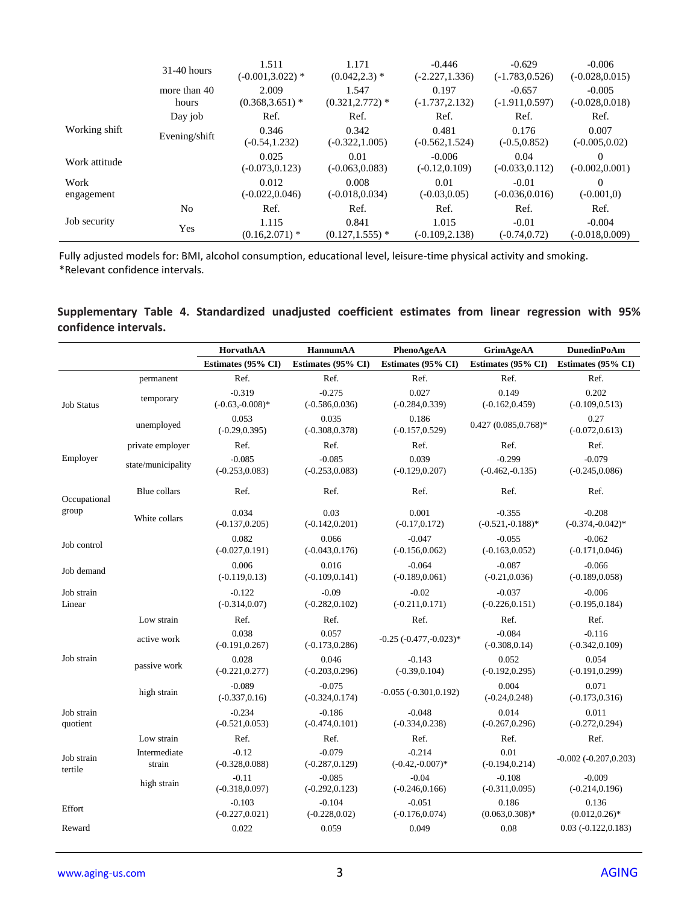| | | | | | | |
|---|---|---|---|---|---|---|
| | 31-40 hours | 1.511 (-0.001,3.022) * | 1.171 (0.042,2.3) * | -0.446 (-2.227,1.336) | -0.629 (-1.783,0.526) | -0.006 (-0.028,0.015) |
| | more than 40 hours | 2.009 (0.368,3.651) * | 1.547 (0.321,2.772) * | 0.197 (-1.737,2.132) | -0.657 (-1.911,0.597) | -0.005 (-0.028,0.018) |
| Working shift | Day job | Ref. | Ref. | Ref. | Ref. | Ref. |
| | Evening/shift | 0.346 (-0.54,1.232) | 0.342 (-0.322,1.005) | 0.481 (-0.562,1.524) | 0.176 (-0.5,0.852) | 0.007 (-0.005,0.02) |
| Work attitude | | 0.025 (-0.073,0.123) | 0.01 (-0.063,0.083) | -0.006 (-0.12,0.109) | 0.04 (-0.033,0.112) | 0 (-0.002,0.001) |
| Work engagement | | 0.012 (-0.022,0.046) | 0.008 (-0.018,0.034) | 0.01 (-0.03,0.05) | -0.01 (-0.036,0.016) | 0 (-0.001,0) |
| Job security | No | Ref. | Ref. | Ref. | Ref. | Ref. |
| | Yes | 1.115 (0.16,2.071) * | 0.841 (0.127,1.555) * | 1.015 (-0.109,2.138) | -0.01 (-0.74,0.72) | -0.004 (-0.018,0.009) |

Fully adjusted models for: BMI, alcohol consumption, educational level, leisure-time physical activity and smoking.
*Relevant confidence intervals.

**Supplementary Table 4. Standardized unadjusted coefficient estimates from linear regression with 95% confidence intervals.**

| | | HorvathAA | HannumAA | PhenoAgeAA | GrimAgeAA | DunedinPoAm |
|---|---|---|---|---|---|---|
| | | Estimates (95% CI) | Estimates (95% CI) | Estimates (95% CI) | Estimates (95% CI) | Estimates (95% CI) |
| Job Status | permanent | Ref. | Ref. | Ref. | Ref. | Ref. |
| | temporary | -0.319 (-0.63,-0.008)* | -0.275 (-0.586,0.036) | 0.027 (-0.284,0.339) | 0.149 (-0.162,0.459) | 0.202 (-0.109,0.513) |
| | unemployed | 0.053 (-0.29,0.395) | 0.035 (-0.308,0.378) | 0.186 (-0.157,0.529) | 0.427 (0.085,0.768)* | 0.27 (-0.072,0.613) |
| Employer | private employer | Ref. | Ref. | Ref. | Ref. | Ref. |
| | state/municipality | -0.085 (-0.253,0.083) | -0.085 (-0.253,0.083) | 0.039 (-0.129,0.207) | -0.299 (-0.462,-0.135) | -0.079 (-0.245,0.086) |
| Occupational group | Blue collars | Ref. | Ref. | Ref. | Ref. | Ref. |
| | White collars | 0.034 (-0.137,0.205) | 0.03 (-0.142,0.201) | 0.001 (-0.17,0.172) | -0.355 (-0.521,-0.188)* | -0.208 (-0.374,-0.042)* |
| Job control | | 0.082 (-0.027,0.191) | 0.066 (-0.043,0.176) | -0.047 (-0.156,0.062) | -0.055 (-0.163,0.052) | -0.062 (-0.171,0.046) |
| Job demand | | 0.006 (-0.119,0.13) | 0.016 (-0.109,0.141) | -0.064 (-0.189,0.061) | -0.087 (-0.21,0.036) | -0.066 (-0.189,0.058) |
| Job strain Linear | | -0.122 (-0.314,0.07) | -0.09 (-0.282,0.102) | -0.02 (-0.211,0.171) | -0.037 (-0.226,0.151) | -0.006 (-0.195,0.184) |
| Job strain | Low strain | Ref. | Ref. | Ref. | Ref. | Ref. |
| | active work | 0.038 (-0.191,0.267) | 0.057 (-0.173,0.286) | -0.25 (-0.477,-0.023)* | -0.084 (-0.308,0.14) | -0.116 (-0.342,0.109) |
| | passive work | 0.028 (-0.221,0.277) | 0.046 (-0.203,0.296) | -0.143 (-0.39,0.104) | 0.052 (-0.192,0.295) | 0.054 (-0.191,0.299) |
| | high strain | -0.089 (-0.337,0.16) | -0.075 (-0.324,0.174) | -0.055 (-0.301,0.192) | 0.004 (-0.24,0.248) | 0.071 (-0.173,0.316) |
| Job strain quotient | | -0.234 (-0.521,0.053) | -0.186 (-0.474,0.101) | -0.048 (-0.334,0.238) | 0.014 (-0.267,0.296) | 0.011 (-0.272,0.294) |
| Job strain tertile | Low strain | Ref. | Ref. | Ref. | Ref. | Ref. |
| | Intermediate strain | -0.12 (-0.328,0.088) | -0.079 (-0.287,0.129) | -0.214 (-0.42,-0.007)* | 0.01 (-0.194,0.214) | -0.002 (-0.207,0.203) |
| | high strain | -0.11 (-0.318,0.097) | -0.085 (-0.292,0.123) | -0.04 (-0.246,0.166) | -0.108 (-0.311,0.095) | -0.009 (-0.214,0.196) |
| Effort | | -0.103 (-0.227,0.021) | -0.104 (-0.228,0.02) | -0.051 (-0.176,0.074) | 0.186 (0.063,0.308)* | 0.136 (0.012,0.26)* |
| Reward | | 0.022 | 0.059 | 0.049 | 0.08 | 0.03 (-0.122,0.183) |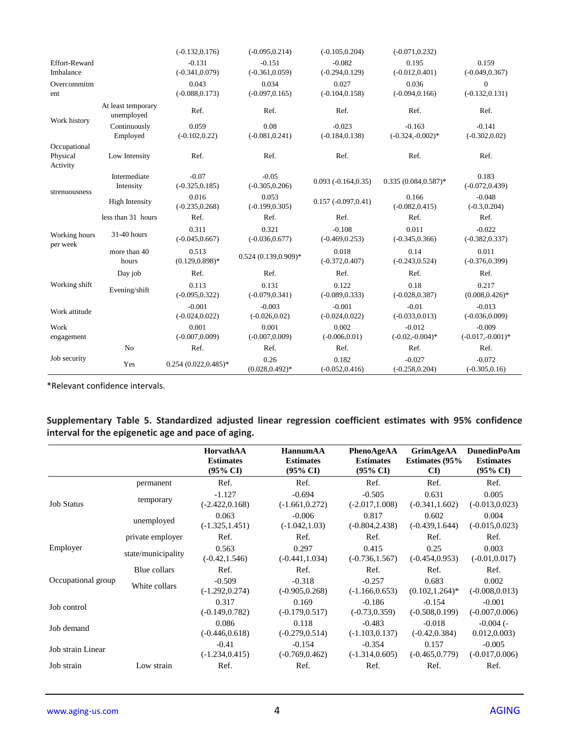|  |  | (-0.132,0.176) | (-0.095,0.214) | (-0.105,0.204) | (-0.071,0.232) |  |
|---|---|---|---|---|---|---|
| Effort-Reward Imbalance |  | -0.131 (-0.341,0.079) | -0.151 (-0.361,0.059) | -0.082 (-0.294,0.129) | 0.195 (-0.012,0.401) | 0.159 (-0.049,0.367) |
| Overcommitment |  | 0.043 (-0.088,0.173) | 0.034 (-0.097,0.165) | 0.027 (-0.104,0.158) | 0.036 (-0.094,0.166) | 0 (-0.132,0.131) |
| Work history | At least temporary unemployed | Ref. | Ref. | Ref. | Ref. | Ref. |
|  | Continuously Employed | 0.059 (-0.102,0.22) | 0.08 (-0.081,0.241) | -0.023 (-0.184,0.138) | -0.163 (-0.324,-0.002)* | -0.141 (-0.302,0.02) |
| Occupational Physical Activity strenuousness | Low Intensity | Ref. | Ref. | Ref. | Ref. | Ref. |
|  | Intermediate Intensity | -0.07 (-0.325,0.185) | -0.05 (-0.305,0.206) | 0.093 (-0.164,0.35) | 0.335 (0.084,0.587)* | 0.183 (-0.072,0.439) |
|  | High Intensity | 0.016 (-0.235,0.268) | 0.053 (-0.199,0.305) | 0.157 (-0.097,0.41) | 0.166 (-0.082,0.415) | -0.048 (-0.3,0.204) |
| Working hours per week | less than 31 hours | Ref. | Ref. | Ref. | Ref. | Ref. |
|  | 31-40 hours | 0.311 (-0.045,0.667) | 0.321 (-0.036,0.677) | -0.108 (-0.469,0.253) | 0.011 (-0.345,0.366) | -0.022 (-0.382,0.337) |
|  | more than 40 hours | 0.513 (0.129,0.898)* | 0.524 (0.139,0.909)* | 0.018 (-0.372,0.407) | 0.14 (-0.243,0.524) | 0.011 (-0.376,0.399) |
| Working shift | Day job | Ref. | Ref. | Ref. | Ref. | Ref. |
|  | Evening/shift | 0.113 (-0.095,0.322) | 0.131 (-0.079,0.341) | 0.122 (-0.089,0.333) | 0.18 (-0.028,0.387) | 0.217 (0.008,0.426)* |
| Work attitude |  | -0.001 (-0.024,0.022) | -0.003 (-0.026,0.02) | -0.001 (-0.024,0.022) | -0.01 (-0.033,0.013) | -0.013 (-0.036,0.009) |
| Work engagement |  | 0.001 (-0.007,0.009) | 0.001 (-0.007,0.009) | 0.002 (-0.006,0.01) | -0.012 (-0.02,-0.004)* | -0.009 (-0.017,-0.001)* |
| Job security | No | Ref. | Ref. | Ref. | Ref. | Ref. |
|  | Yes | 0.254 (0.022,0.485)* | 0.26 (0.028,0.492)* | 0.182 (-0.052,0.416) | -0.027 (-0.258,0.204) | -0.072 (-0.305,0.16) |

*Relevant confidence intervals.

**Supplementary Table 5. Standardized adjusted linear regression coefficient estimates with 95% confidence interval for the epigenetic age and pace of aging.**

|  |  | HorvathAA Estimates (95% CI) | HannumAA Estimates (95% CI) | PhenoAgeAA Estimates (95% CI) | GrimAgeAA Estimates (95% CI) | DunedinPoAm Estimates (95% CI) |
|---|---|---|---|---|---|---|
| Job Status | permanent | Ref. | Ref. | Ref. | Ref. | Ref. |
|  | temporary | -1.127 (-2.422,0.168) | -0.694 (-1.661,0.272) | -0.505 (-2.017,1.008) | 0.631 (-0.341,1.602) | 0.005 (-0.013,0.023) |
|  | unemployed | 0.063 (-1.325,1.451) | -0.006 (-1.042,1.03) | 0.817 (-0.804,2.438) | 0.602 (-0.439,1.644) | 0.004 (-0.015,0.023) |
| Employer | private employer | Ref. | Ref. | Ref. | Ref. | Ref. |
|  | state/municipality | 0.563 (-0.42,1.546) | 0.297 (-0.441,1.034) | 0.415 (-0.736,1.567) | 0.25 (-0.454,0.953) | 0.003 (-0.01,0.017) |
| Occupational group | Blue collars | Ref. | Ref. | Ref. | Ref. | Ref. |
|  | White collars | -0.509 (-1.292,0.274) | -0.318 (-0.905,0.268) | -0.257 (-1.166,0.653) | 0.683 (0.102,1.264)* | 0.002 (-0.008,0.013) |
| Job control |  | 0.317 (-0.149,0.782) | 0.169 (-0.179,0.517) | -0.186 (-0.73,0.359) | -0.154 (-0.508,0.199) | -0.001 (-0.007,0.006) |
| Job demand |  | 0.086 (-0.446,0.618) | 0.118 (-0.279,0.514) | -0.483 (-1.103,0.137) | -0.018 (-0.42,0.384) | -0.004 (-0.012,0.003) |
| Job strain Linear |  | -0.41 (-1.234,0.415) | -0.154 (-0.769,0.462) | -0.354 (-1.314,0.605) | 0.157 (-0.465,0.779) | -0.005 (-0.017,0.006) |
| Job strain | Low strain | Ref. | Ref. | Ref. | Ref. | Ref. |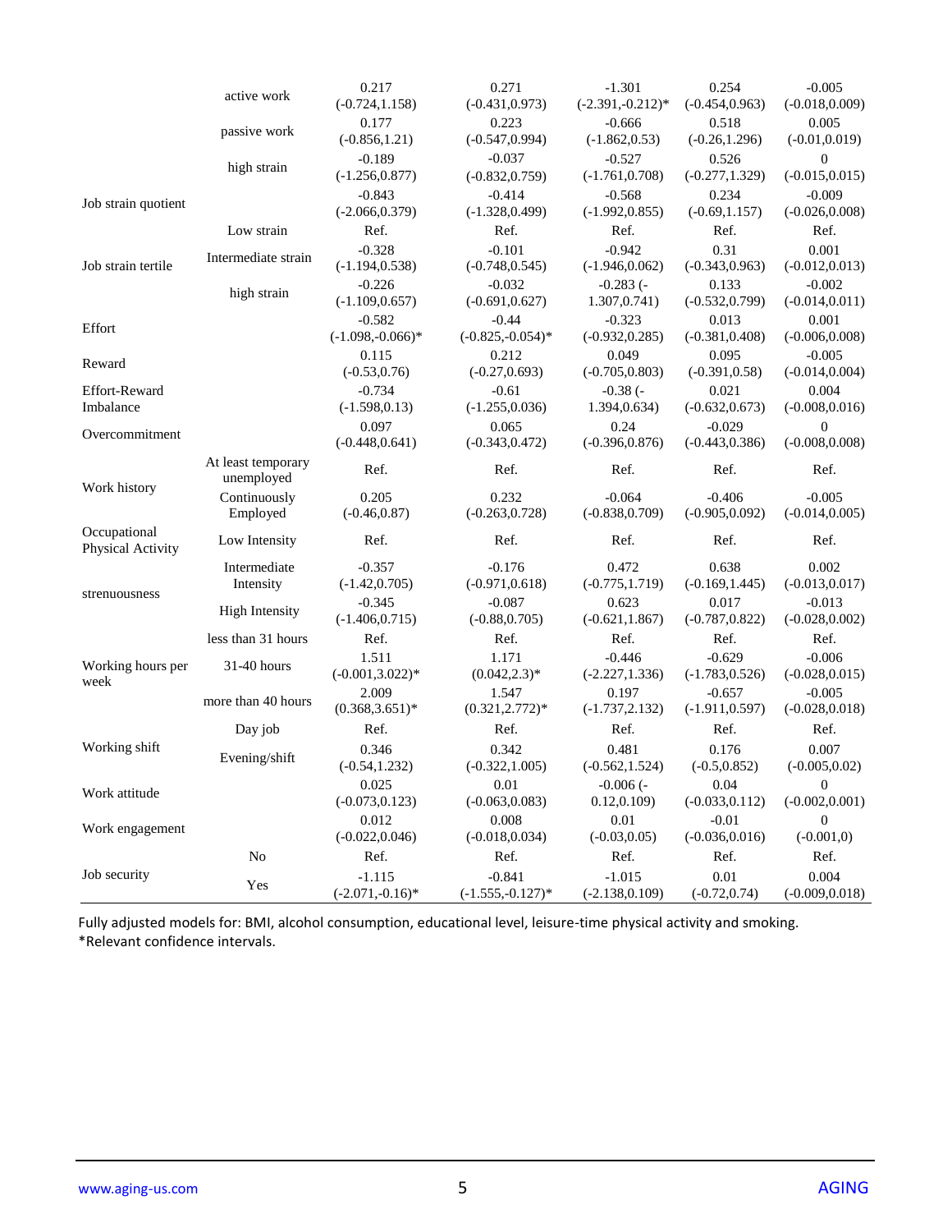| | | | | | | |
|---|---|---|---|---|---|---|
| | active work | 0.217<br>(-0.724,1.158) | 0.271<br>(-0.431,0.973) | -1.301<br>(-2.391,-0.212)* | 0.254<br>(-0.454,0.963) | -0.005<br>(-0.018,0.009) |
| | passive work | 0.177<br>(-0.856,1.21) | 0.223<br>(-0.547,0.994) | -0.666<br>(-1.862,0.53) | 0.518<br>(-0.26,1.296) | 0.005<br>(-0.01,0.019) |
| | high strain | -0.189<br>(-1.256,0.877) | -0.037<br>(-0.832,0.759) | -0.527<br>(-1.761,0.708) | 0.526<br>(-0.277,1.329) | 0<br>(-0.015,0.015) |
| Job strain quotient | | -0.843<br>(-2.066,0.379) | -0.414<br>(-1.328,0.499) | -0.568<br>(-1.992,0.855) | 0.234<br>(-0.69,1.157) | -0.009<br>(-0.026,0.008) |
| Job strain tertile | Low strain | Ref. | Ref. | Ref. | Ref. | Ref. |
| | Intermediate strain | -0.328<br>(-1.194,0.538) | -0.101<br>(-0.748,0.545) | -0.942<br>(-1.946,0.062) | 0.31<br>(-0.343,0.963) | 0.001<br>(-0.012,0.013) |
| | high strain | -0.226<br>(-1.109,0.657) | -0.032<br>(-0.691,0.627) | -0.283 (-<br>1.307,0.741) | 0.133<br>(-0.532,0.799) | -0.002<br>(-0.014,0.011) |
| Effort | | -0.582<br>(-1.098,-0.066)* | -0.44<br>(-0.825,-0.054)* | -0.323<br>(-0.932,0.285) | 0.013<br>(-0.381,0.408) | 0.001<br>(-0.006,0.008) |
| Reward | | 0.115<br>(-0.53,0.76) | 0.212<br>(-0.27,0.693) | 0.049<br>(-0.705,0.803) | 0.095<br>(-0.391,0.58) | -0.005<br>(-0.014,0.004) |
| Effort-Reward Imbalance | | -0.734<br>(-1.598,0.13) | -0.61<br>(-1.255,0.036) | -0.38 (-<br>1.394,0.634) | 0.021<br>(-0.632,0.673) | 0.004<br>(-0.008,0.016) |
| Overcommitment | | 0.097<br>(-0.448,0.641) | 0.065<br>(-0.343,0.472) | 0.24<br>(-0.396,0.876) | -0.029<br>(-0.443,0.386) | 0<br>(-0.008,0.008) |
| Work history | At least temporary unemployed | Ref. | Ref. | Ref. | Ref. | Ref. |
| | Continuously Employed | 0.205<br>(-0.46,0.87) | 0.232<br>(-0.263,0.728) | -0.064<br>(-0.838,0.709) | -0.406<br>(-0.905,0.092) | -0.005<br>(-0.014,0.005) |
| Occupational Physical Activity strenuousness | Low Intensity | Ref. | Ref. | Ref. | Ref. | Ref. |
| | Intermediate Intensity | -0.357<br>(-1.42,0.705) | -0.176<br>(-0.971,0.618) | 0.472<br>(-0.775,1.719) | 0.638<br>(-0.169,1.445) | 0.002<br>(-0.013,0.017) |
| | High Intensity | -0.345<br>(-1.406,0.715) | -0.087<br>(-0.88,0.705) | 0.623<br>(-0.621,1.867) | 0.017<br>(-0.787,0.822) | -0.013<br>(-0.028,0.002) |
| Working hours per week | less than 31 hours | Ref. | Ref. | Ref. | Ref. | Ref. |
| | 31-40 hours | 1.511<br>(-0.001,3.022)* | 1.171<br>(0.042,2.3)* | -0.446<br>(-2.227,1.336) | -0.629<br>(-1.783,0.526) | -0.006<br>(-0.028,0.015) |
| | more than 40 hours | 2.009<br>(0.368,3.651)* | 1.547<br>(0.321,2.772)* | 0.197<br>(-1.737,2.132) | -0.657<br>(-1.911,0.597) | -0.005<br>(-0.028,0.018) |
| Working shift | Day job | Ref. | Ref. | Ref. | Ref. | Ref. |
| | Evening/shift | 0.346<br>(-0.54,1.232) | 0.342<br>(-0.322,1.005) | 0.481<br>(-0.562,1.524) | 0.176<br>(-0.5,0.852) | 0.007<br>(-0.005,0.02) |
| Work attitude | | 0.025<br>(-0.073,0.123) | 0.01<br>(-0.063,0.083) | -0.006 (-<br>0.12,0.109) | 0.04<br>(-0.033,0.112) | 0<br>(-0.002,0.001) |
| Work engagement | | 0.012<br>(-0.022,0.046) | 0.008<br>(-0.018,0.034) | 0.01<br>(-0.03,0.05) | -0.01<br>(-0.036,0.016) | 0<br>(-0.001,0) |
| Job security | No | Ref. | Ref. | Ref. | Ref. | Ref. |
| | Yes | -1.115<br>(-2.071,-0.16)* | -0.841<br>(-1.555,-0.127)* | -1.015<br>(-2.138,0.109) | 0.01<br>(-0.72,0.74) | 0.004<br>(-0.009,0.018) |

Fully adjusted models for: BMI, alcohol consumption, educational level, leisure-time physical activity and smoking.
*Relevant confidence intervals.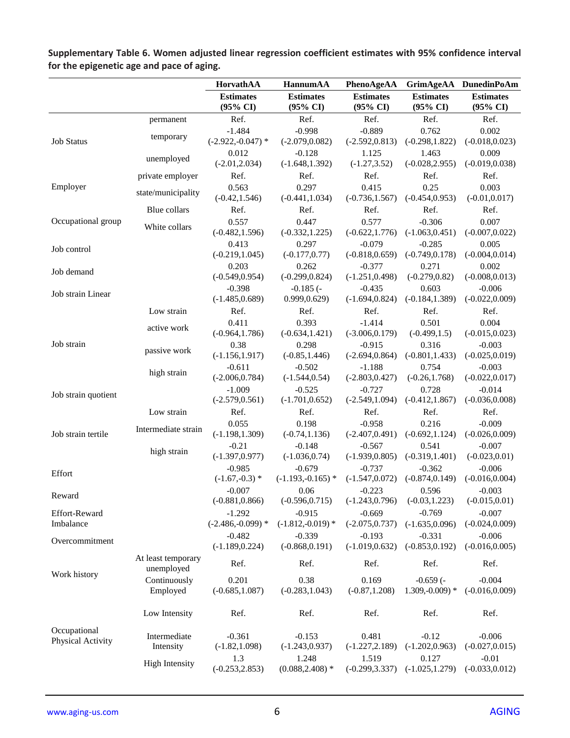**Supplementary Table 6. Women adjusted linear regression coefficient estimates with 95% confidence interval for the epigenetic age and pace of aging.**

| | | HorvathAA | HannumAA | PhenoAgeAA | GrimAgeAA | DunedinPoAm |
|---|---|---|---|---|---|---|
| | | Estimates (95% CI) | Estimates (95% CI) | Estimates (95% CI) | Estimates (95% CI) | Estimates (95% CI) |
| Job Status | permanent | Ref. | Ref. | Ref. | Ref. | Ref. |
| | temporary | -1.484 (-2.922,-0.047) * | -0.998 (-2.079,0.082) | -0.889 (-2.592,0.813) | 0.762 (-0.298,1.822) | 0.002 (-0.018,0.023) |
| | unemployed | 0.012 (-2.01,2.034) | -0.128 (-1.648,1.392) | 1.125 (-1.27,3.52) | 1.463 (-0.028,2.955) | 0.009 (-0.019,0.038) |
| Employer | private employer | Ref. | Ref. | Ref. | Ref. | Ref. |
| | state/municipality | 0.563 (-0.42,1.546) | 0.297 (-0.441,1.034) | 0.415 (-0.736,1.567) | 0.25 (-0.454,0.953) | 0.003 (-0.01,0.017) |
| Occupational group | Blue collars | Ref. | Ref. | Ref. | Ref. | Ref. |
| | White collars | 0.557 (-0.482,1.596) | 0.447 (-0.332,1.225) | 0.577 (-0.622,1.776) | -0.306 (-1.063,0.451) | 0.007 (-0.007,0.022) |
| Job control | | 0.413 (-0.219,1.045) | 0.297 (-0.177,0.77) | -0.079 (-0.818,0.659) | -0.285 (-0.749,0.178) | 0.005 (-0.004,0.014) |
| Job demand | | 0.203 (-0.549,0.954) | 0.262 (-0.299,0.824) | -0.377 (-1.251,0.498) | 0.271 (-0.279,0.82) | 0.002 (-0.008,0.013) |
| Job strain Linear | | -0.398 (-1.485,0.689) | -0.185 (-0.999,0.629) | -0.435 (-1.694,0.824) | 0.603 (-0.184,1.389) | -0.006 (-0.022,0.009) |
| Job strain | Low strain | Ref. | Ref. | Ref. | Ref. | Ref. |
| | active work | 0.411 (-0.964,1.786) | 0.393 (-0.634,1.421) | -1.414 (-3.006,0.179) | 0.501 (-0.499,1.5) | 0.004 (-0.015,0.023) |
| | passive work | 0.38 (-1.156,1.917) | 0.298 (-0.85,1.446) | -0.915 (-2.694,0.864) | 0.316 (-0.801,1.433) | -0.003 (-0.025,0.019) |
| | high strain | -0.611 (-2.006,0.784) | -0.502 (-1.544,0.54) | -1.188 (-2.803,0.427) | 0.754 (-0.26,1.768) | -0.003 (-0.022,0.017) |
| Job strain quotient | | -1.009 (-2.579,0.561) | -0.525 (-1.701,0.652) | -0.727 (-2.549,1.094) | 0.728 (-0.412,1.867) | -0.014 (-0.036,0.008) |
| Job strain tertile | Low strain | Ref. | Ref. | Ref. | Ref. | Ref. |
| | Intermediate strain | 0.055 (-1.198,1.309) | 0.198 (-0.74,1.136) | -0.958 (-2.407,0.491) | 0.216 (-0.692,1.124) | -0.009 (-0.026,0.009) |
| | high strain | -0.21 (-1.397,0.977) | -0.148 (-1.036,0.74) | -0.567 (-1.939,0.805) | 0.541 (-0.319,1.401) | -0.007 (-0.023,0.01) |
| Effort | | -0.985 (-1.67,-0.3) * | -0.679 (-1.193,-0.165) * | -0.737 (-1.547,0.072) | -0.362 (-0.874,0.149) | -0.006 (-0.016,0.004) |
| Reward | | -0.007 (-0.881,0.866) | 0.06 (-0.596,0.715) | -0.223 (-1.243,0.796) | 0.596 (-0.03,1.223) | -0.003 (-0.015,0.01) |
| Effort-Reward Imbalance | | -1.292 (-2.486,-0.099) * | -0.915 (-1.812,-0.019) * | -0.669 (-2.075,0.737) | -0.769 (-1.635,0.096) | -0.007 (-0.024,0.009) |
| Overcommitment | | -0.482 (-1.189,0.224) | -0.339 (-0.868,0.191) | -0.193 (-1.019,0.632) | -0.331 (-0.853,0.192) | -0.006 (-0.016,0.005) |
| Work history | At least temporary unemployed | Ref. | Ref. | Ref. | Ref. | Ref. |
| | Continuously Employed | 0.201 (-0.685,1.087) | 0.38 (-0.283,1.043) | 0.169 (-0.87,1.208) | -0.659 (-1.309,-0.009) * | -0.004 (-0.016,0.009) |
| Occupational Physical Activity | Low Intensity | Ref. | Ref. | Ref. | Ref. | Ref. |
| | Intermediate Intensity | -0.361 (-1.82,1.098) | -0.153 (-1.243,0.937) | 0.481 (-1.227,2.189) | -0.12 (-1.202,0.963) | -0.006 (-0.027,0.015) |
| | High Intensity | 1.3 (-0.253,2.853) | 1.248 (0.088,2.408) * | 1.519 (-0.299,3.337) | 0.127 (-1.025,1.279) | -0.01 (-0.033,0.012) |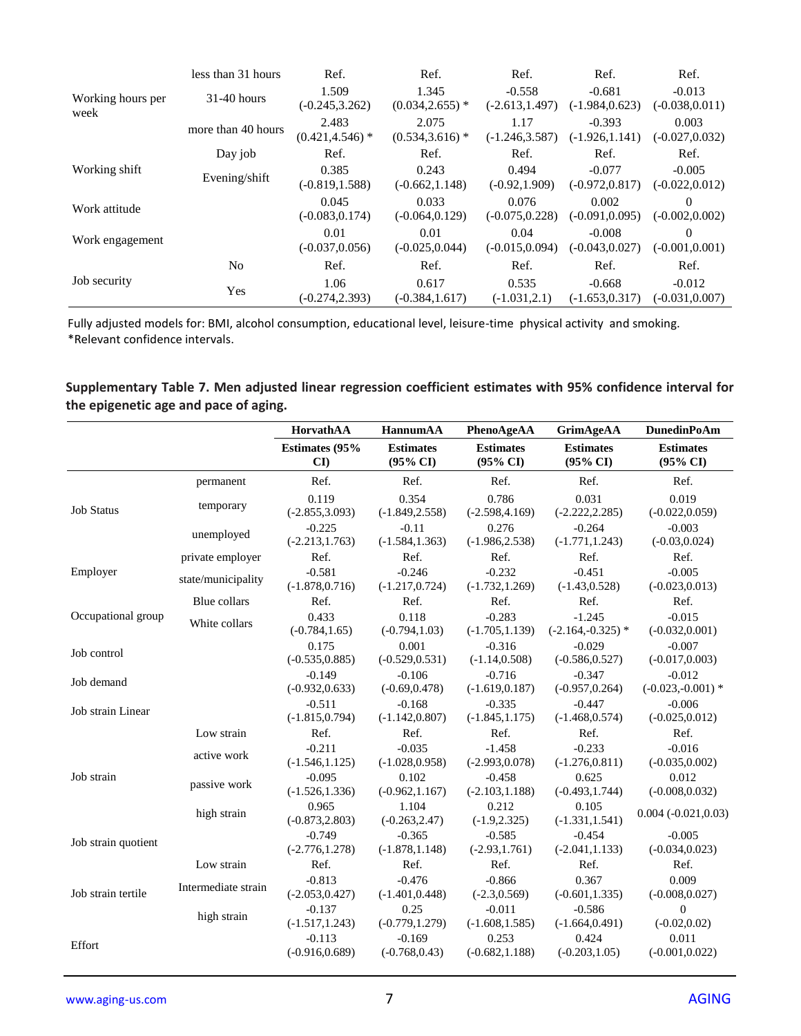| | | | | | | |
|---|---|---|---|---|---|---|
| Working hours per week | less than 31 hours | Ref. | Ref. | Ref. | Ref. | Ref. |
| | 31-40 hours | 1.509 (-0.245,3.262) | 1.345 (0.034,2.655) * | -0.558 (-2.613,1.497) | -0.681 (-1.984,0.623) | -0.013 (-0.038,0.011) |
| | more than 40 hours | 2.483 (0.421,4.546) * | 2.075 (0.534,3.616) * | 1.17 (-1.246,3.587) | -0.393 (-1.926,1.141) | 0.003 (-0.027,0.032) |
| Working shift | Day job | Ref. | Ref. | Ref. | Ref. | Ref. |
| | Evening/shift | 0.385 (-0.819,1.588) | 0.243 (-0.662,1.148) | 0.494 (-0.92,1.909) | -0.077 (-0.972,0.817) | -0.005 (-0.022,0.012) |
| Work attitude | | 0.045 (-0.083,0.174) | 0.033 (-0.064,0.129) | 0.076 (-0.075,0.228) | 0.002 (-0.091,0.095) | 0 (-0.002,0.002) |
| Work engagement | | 0.01 (-0.037,0.056) | 0.01 (-0.025,0.044) | 0.04 (-0.015,0.094) | -0.008 (-0.043,0.027) | 0 (-0.001,0.001) |
| Job security | No | Ref. | Ref. | Ref. | Ref. | Ref. |
| | Yes | 1.06 (-0.274,2.393) | 0.617 (-0.384,1.617) | 0.535 (-1.031,2.1) | -0.668 (-1.653,0.317) | -0.012 (-0.031,0.007) |

Fully adjusted models for: BMI, alcohol consumption, educational level, leisure-time physical activity and smoking.
*Relevant confidence intervals.

**Supplementary Table 7. Men adjusted linear regression coefficient estimates with 95% confidence interval for the epigenetic age and pace of aging.**

| | | HorvathAA | HannumAA | PhenoAgeAA | GrimAgeAA | DunedinPoAm |
|---|---|---|---|---|---|---|
| | | Estimates (95% CI) | Estimates (95% CI) | Estimates (95% CI) | Estimates (95% CI) | Estimates (95% CI) |
| Job Status | permanent | Ref. | Ref. | Ref. | Ref. | Ref. |
| | temporary | 0.119 (-2.855,3.093) | 0.354 (-1.849,2.558) | 0.786 (-2.598,4.169) | 0.031 (-2.222,2.285) | 0.019 (-0.022,0.059) |
| | unemployed | -0.225 (-2.213,1.763) | -0.11 (-1.584,1.363) | 0.276 (-1.986,2.538) | -0.264 (-1.771,1.243) | -0.003 (-0.03,0.024) |
| Employer | private employer | Ref. | Ref. | Ref. | Ref. | Ref. |
| | state/municipality | -0.581 (-1.878,0.716) | -0.246 (-1.217,0.724) | -0.232 (-1.732,1.269) | -0.451 (-1.43,0.528) | -0.005 (-0.023,0.013) |
| Occupational group | Blue collars | Ref. | Ref. | Ref. | Ref. | Ref. |
| | White collars | 0.433 (-0.784,1.65) | 0.118 (-0.794,1.03) | -0.283 (-1.705,1.139) | -1.245 (-2.164,-0.325) * | -0.015 (-0.032,0.001) |
| Job control | | 0.175 (-0.535,0.885) | 0.001 (-0.529,0.531) | -0.316 (-1.14,0.508) | -0.029 (-0.586,0.527) | -0.007 (-0.017,0.003) |
| Job demand | | -0.149 (-0.932,0.633) | -0.106 (-0.69,0.478) | -0.716 (-1.619,0.187) | -0.347 (-0.957,0.264) | -0.012 (-0.023,-0.001) * |
| Job strain Linear | | -0.511 (-1.815,0.794) | -0.168 (-1.142,0.807) | -0.335 (-1.845,1.175) | -0.447 (-1.468,0.574) | -0.006 (-0.025,0.012) |
| Job strain | Low strain | Ref. | Ref. | Ref. | Ref. | Ref. |
| | active work | -0.211 (-1.546,1.125) | -0.035 (-1.028,0.958) | -1.458 (-2.993,0.078) | -0.233 (-1.276,0.811) | -0.016 (-0.035,0.002) |
| | passive work | -0.095 (-1.526,1.336) | 0.102 (-0.962,1.167) | -0.458 (-2.103,1.188) | 0.625 (-0.493,1.744) | 0.012 (-0.008,0.032) |
| | high strain | 0.965 (-0.873,2.803) | 1.104 (-0.263,2.47) | 0.212 (-1.9,2.325) | 0.105 (-1.331,1.541) | 0.004 (-0.021,0.03) |
| Job strain quotient | | -0.749 (-2.776,1.278) | -0.365 (-1.878,1.148) | -0.585 (-2.93,1.761) | -0.454 (-2.041,1.133) | -0.005 (-0.034,0.023) |
| Job strain tertile | Low strain | Ref. | Ref. | Ref. | Ref. | Ref. |
| | Intermediate strain | -0.813 (-2.053,0.427) | -0.476 (-1.401,0.448) | -0.866 (-2.3,0.569) | 0.367 (-0.601,1.335) | 0.009 (-0.008,0.027) |
| | high strain | -0.137 (-1.517,1.243) | 0.25 (-0.779,1.279) | -0.011 (-1.608,1.585) | -0.586 (-1.664,0.491) | 0 (-0.02,0.02) |
| Effort | | -0.113 (-0.916,0.689) | -0.169 (-0.768,0.43) | 0.253 (-0.682,1.188) | 0.424 (-0.203,1.05) | 0.011 (-0.001,0.022) |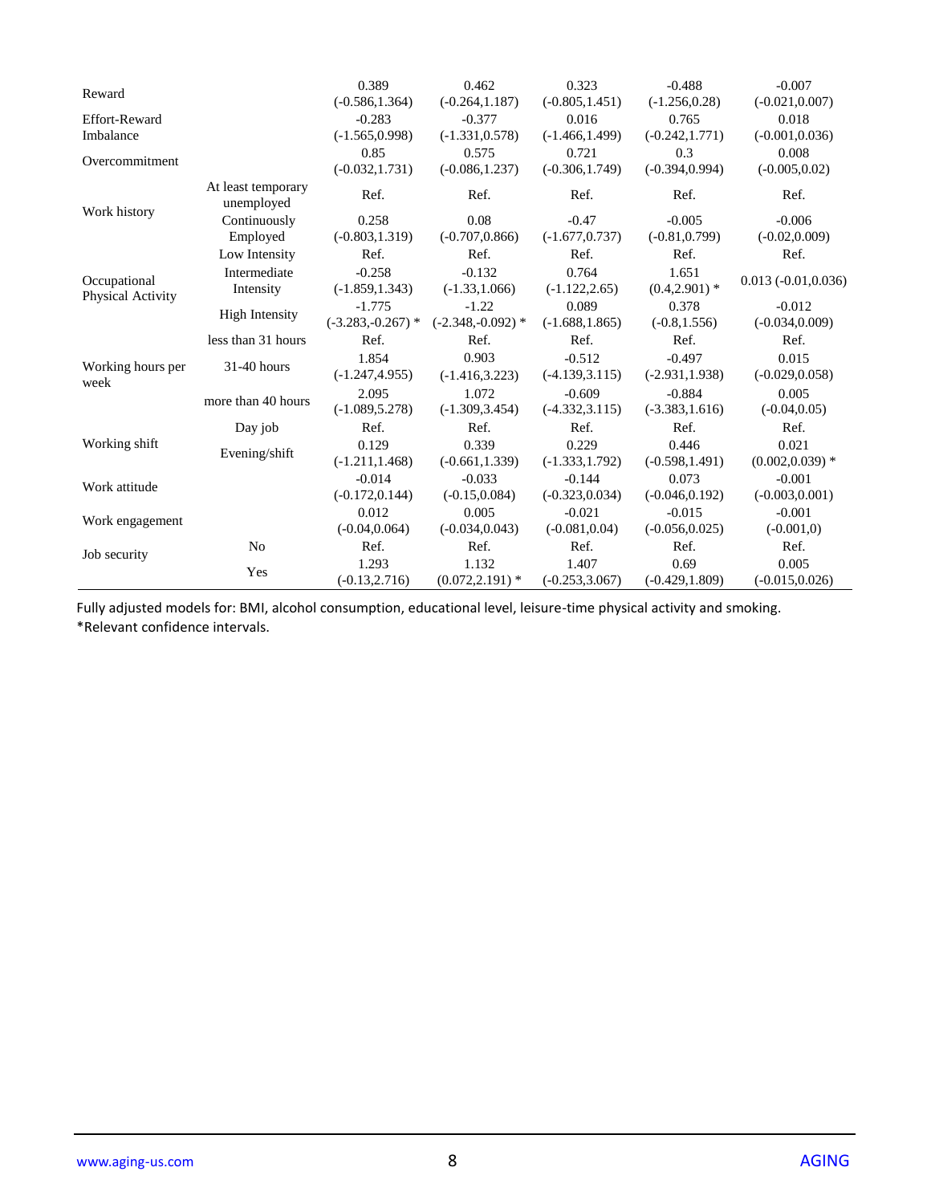| | | | | | | |
|---|---|---|---|---|---|---|
| Reward | | 0.389 (-0.586,1.364) | 0.462 (-0.264,1.187) | 0.323 (-0.805,1.451) | -0.488 (-1.256,0.28) | -0.007 (-0.021,0.007) |
| Effort-Reward Imbalance | | -0.283 (-1.565,0.998) | -0.377 (-1.331,0.578) | 0.016 (-1.466,1.499) | 0.765 (-0.242,1.771) | 0.018 (-0.001,0.036) |
| Overcommitment | | 0.85 (-0.032,1.731) | 0.575 (-0.086,1.237) | 0.721 (-0.306,1.749) | 0.3 (-0.394,0.994) | 0.008 (-0.005,0.02) |
| Work history | At least temporary unemployed | Ref. | Ref. | Ref. | Ref. | Ref. |
| | Continuously Employed | 0.258 (-0.803,1.319) | 0.08 (-0.707,0.866) | -0.47 (-1.677,0.737) | -0.005 (-0.81,0.799) | -0.006 (-0.02,0.009) |
| Occupational Physical Activity | Low Intensity | Ref. | Ref. | Ref. | Ref. | Ref. |
| | Intermediate Intensity | -0.258 (-1.859,1.343) | -0.132 (-1.33,1.066) | 0.764 (-1.122,2.65) | 1.651 (0.4,2.901) * | 0.013 (-0.01,0.036) |
| | High Intensity | -1.775 (-3.283,-0.267) * | -1.22 (-2.348,-0.092) * | 0.089 (-1.688,1.865) | 0.378 (-0.8,1.556) | -0.012 (-0.034,0.009) |
| Working hours per week | less than 31 hours | Ref. | Ref. | Ref. | Ref. | Ref. |
| | 31-40 hours | 1.854 (-1.247,4.955) | 0.903 (-1.416,3.223) | -0.512 (-4.139,3.115) | -0.497 (-2.931,1.938) | 0.015 (-0.029,0.058) |
| | more than 40 hours | 2.095 (-1.089,5.278) | 1.072 (-1.309,3.454) | -0.609 (-4.332,3.115) | -0.884 (-3.383,1.616) | 0.005 (-0.04,0.05) |
| Working shift | Day job | Ref. | Ref. | Ref. | Ref. | Ref. |
| | Evening/shift | 0.129 (-1.211,1.468) | 0.339 (-0.661,1.339) | 0.229 (-1.333,1.792) | 0.446 (-0.598,1.491) | 0.021 (0.002,0.039) * |
| Work attitude | | -0.014 (-0.172,0.144) | -0.033 (-0.15,0.084) | -0.144 (-0.323,0.034) | 0.073 (-0.046,0.192) | -0.001 (-0.003,0.001) |
| Work engagement | | 0.012 (-0.04,0.064) | 0.005 (-0.034,0.043) | -0.021 (-0.081,0.04) | -0.015 (-0.056,0.025) | -0.001 (-0.001,0) |
| Job security | No | Ref. | Ref. | Ref. | Ref. | Ref. |
| | Yes | 1.293 (-0.13,2.716) | 1.132 (0.072,2.191) * | 1.407 (-0.253,3.067) | 0.69 (-0.429,1.809) | 0.005 (-0.015,0.026) |

Fully adjusted models for: BMI, alcohol consumption, educational level, leisure-time physical activity and smoking.
*Relevant confidence intervals.